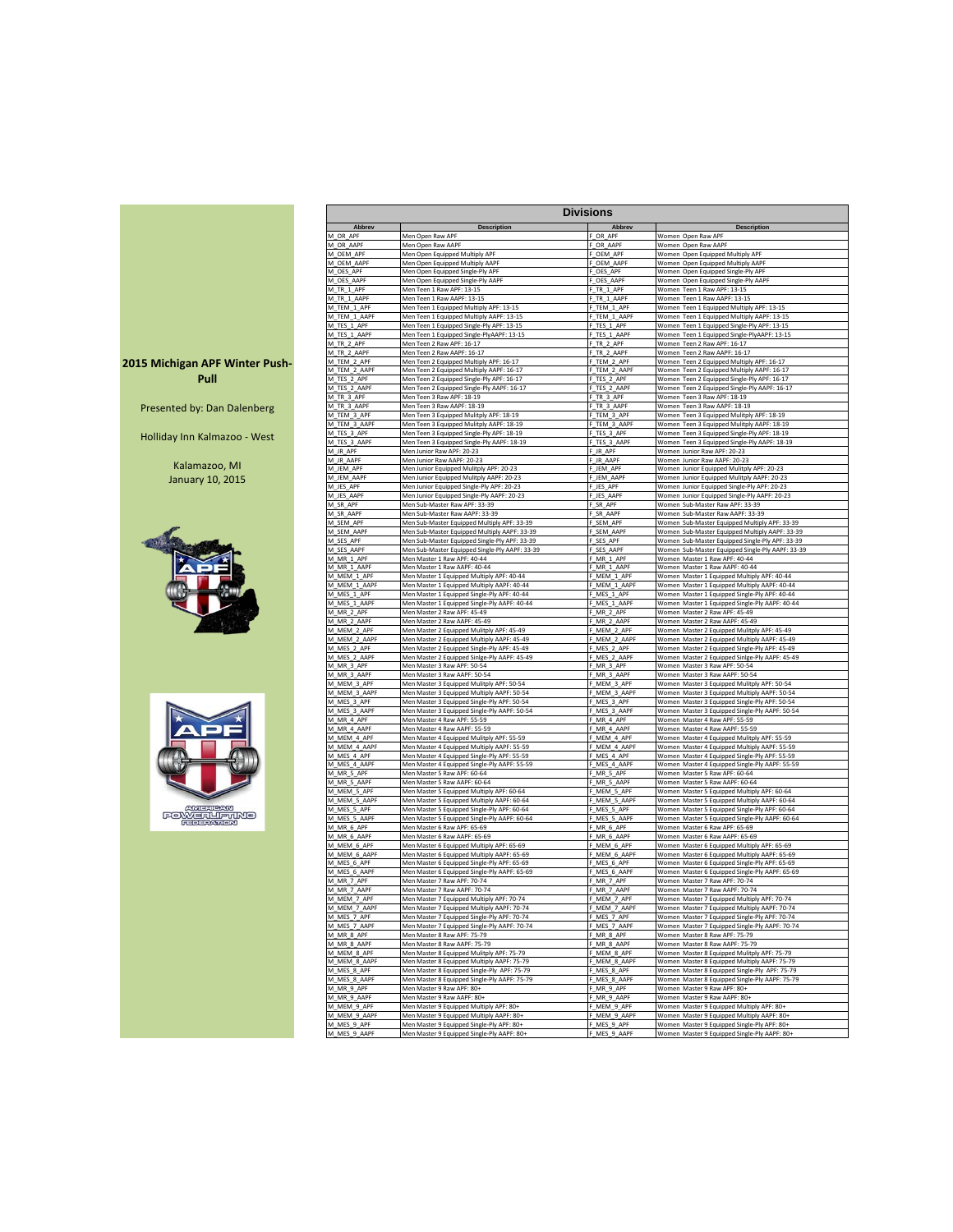**2015 Michigan APF Winter Push-Pull**

Presented by: Dan Dalenberg

Holliday Inn Kalmazoo - West

Kalamazoo, MI
January 10, 2015

## Divisions

| Abbrev | Description | Abbrev | Description |
|---|---|---|---|
| M_OR_APF | Men Open Raw APF | F_OR_APF | Women Open Raw APF |
| M_OR_AAPF | Men Open Raw AAPF | F_OR_AAPF | Women Open Raw AAPF |
| M_OEM_APF | Men Open Equipped Multiply APF | F_OEM_APF | Women Open Equipped Multiply APF |
| M_OEM_AAPF | Men Open Equipped Multiply AAPF | F_OEM_AAPF | Women Open Equipped Multiply AAPF |
| M_OES_APF | Men Open Equipped Single-Ply APF | F_OES_APF | Women Open Equipped Single-Ply APF |
| M_OES_AAPF | Men Open Equipped Single-Ply AAPF | F_OES_AAPF | Women Open Equipped Single-Ply AAPF |
| M_TR_1_APF | Men Teen 1 Raw APF: 13-15 | F_TR_1_APF | Women Teen 1 Raw APF: 13-15 |
| M_TR_1_AAPF | Men Teen 1 Raw AAPF: 13-15 | F_TR_1_AAPF | Women Teen 1 Raw AAPF: 13-15 |
| M_TEM_1_APF | Men Teen 1 Equipped Multiply APF: 13-15 | F_TEM_1_APF | Women Teen 1 Equipped Multiply APF: 13-15 |
| M_TEM_1_AAPF | Men Teen 1 Equipped Multiply AAPF: 13-15 | F_TEM_1_AAPF | Women Teen 1 Equipped Multiply AAPF: 13-15 |
| M_TES_1_APF | Men Teen 1 Equipped Single-Ply APF: 13-15 | F_TES_1_APF | Women Teen 1 Equipped Single-Ply APF: 13-15 |
| M_TES_1_AAPF | Men Teen 1 Equipped Single-PlyAAPF: 13-15 | F_TES_1_AAPF | Women Teen 1 Equipped Single-PlyAAPF: 13-15 |
| M_TR_2_APF | Men Teen 2 Raw APF: 16-17 | F_TR_2_APF | Women Teen 2 Raw APF: 16-17 |
| M_TR_2_AAPF | Men Teen 2 Raw AAPF: 16-17 | F_TR_2_AAPF | Women Teen 2 Raw AAPF: 16-17 |
| M_TEM_2_APF | Men Teen 2 Equipped Multiply APF: 16-17 | F_TEM_2_APF | Women Teen 2 Equipped Multiply APF: 16-17 |
| M_TEM_2_AAPF | Men Teen 2 Equipped Multiply AAPF: 16-17 | F_TEM_2_AAPF | Women Teen 2 Equipped Multiply AAPF: 16-17 |
| M_TES_2_APF | Men Teen 2 Equipped Single-Ply APF: 16-17 | F_TES_2_APF | Women Teen 2 Equipped Single-Ply APF: 16-17 |
| M_TES_2_AAPF | Men Teen 2 Equipped Single-Ply AAPF: 16-17 | F_TES_2_AAPF | Women Teen 2 Equipped Single-Ply AAPF: 16-17 |
| M_TR_3_APF | Men Teen 3 Raw APF: 18-19 | F_TR_3_APF | Women Teen 3 Raw APF: 18-19 |
| M_TR_3_AAPF | Men Teen 3 Raw AAPF: 18-19 | F_TR_3_AAPF | Women Teen 3 Raw AAPF: 18-19 |
| M_TEM_3_APF | Men Teen 3 Equipped Multiply APF: 18-19 | F_TEM_3_APF | Women Teen 3 Equipped Multiply APF: 18-19 |
| M_TEM_3_AAPF | Men Teen 3 Equipped Multiply AAPF: 18-19 | F_TEM_3_AAPF | Women Teen 3 Equipped Multiply AAPF: 18-19 |
| M_TES_3_APF | Men Teen 3 Equipped Single-Ply APF: 18-19 | F_TES_3_APF | Women Teen 3 Equipped Single-Ply APF: 18-19 |
| M_TES_3_AAPF | Men Teen 3 Equipped Single-Ply AAPF: 18-19 | F_TES_3_AAPF | Women Teen 3 Equipped Single-Ply AAPF: 18-19 |
| M_JR_APF | Men Junior Raw APF: 20-23 | F_JR_APF | Women Junior Raw APF: 20-23 |
| M_JR_AAPF | Men Junior Raw AAPF: 20-23 | F_JR_AAPF | Women Junior Raw AAPF: 20-23 |
| M_JEM_APF | Men Junior Equipped Multiply APF: 20-23 | F_JEM_APF | Women Junior Equipped Multiply APF: 20-23 |
| M_JEM_AAPF | Men Junior Equipped Multiply AAPF: 20-23 | F_JEM_AAPF | Women Junior Equipped Multiply AAPF: 20-23 |
| M_JES_APF | Men Junior Equipped Single-Ply APF: 20-23 | F_JES_APF | Women Junior Equipped Single-Ply APF: 20-23 |
| M_JES_AAPF | Men Junior Equipped Single-Ply AAPF: 20-23 | F_JES_AAPF | Women Junior Equipped Single-Ply AAPF: 20-23 |
| M_SR_APF | Men Sub-Master Raw APF: 33-39 | F_SR_APF | Women Sub-Master Raw APF: 33-39 |
| M_SR_AAPF | Men Sub-Master Raw AAPF: 33-39 | F_SR_AAPF | Women Sub-Master Raw AAPF: 33-39 |
| M_SEM_APF | Men Sub-Master Equipped Multiply APF: 33-39 | F_SEM_APF | Women Sub-Master Equipped Multiply APF: 33-39 |
| M_SEM_AAPF | Men Sub-Master Equipped Multiply AAPF: 33-39 | F_SEM_AAPF | Women Sub-Master Equipped Multiply AAPF: 33-39 |
| M_SES_APF | Men Sub-Master Equipped Single-Ply APF: 33-39 | F_SES_APF | Women Sub-Master Equipped Single-Ply APF: 33-39 |
| M_SES_AAPF | Men Sub-Master Equipped Single-Ply AAPF: 33-39 | F_SES_AAPF | Women Sub-Master Equipped Single-Ply AAPF: 33-39 |
| M_MR_1_APF | Men Master 1 Raw APF: 40-44 | F_MR_1_APF | Women Master 1 Raw APF: 40-44 |
| M_MR_1_AAPF | Men Master 1 Raw AAPF: 40-44 | F_MR_1_AAPF | Women Master 1 Raw AAPF: 40-44 |
| M_MEM_1_APF | Men Master 1 Equipped Multiply APF: 40-44 | F_MEM_1_APF | Women Master 1 Equipped Multiply APF: 40-44 |
| M_MEM_1_AAPF | Men Master 1 Equipped Multiply AAPF: 40-44 | F_MEM_1_AAPF | Women Master 1 Equipped Multiply AAPF: 40-44 |
| M_MES_1_APF | Men Master 1 Equipped Single-Ply APF: 40-44 | F_MES_1_APF | Women Master 1 Equipped Single-Ply APF: 40-44 |
| M_MES_1_AAPF | Men Master 1 Equipped Single-Ply AAPF: 40-44 | F_MES_1_AAPF | Women Master 1 Equipped Single-Ply AAPF: 40-44 |
| M_MR_2_APF | Men Master 2 Raw APF: 45-49 | F_MR_2_APF | Women Master 2 Raw APF: 45-49 |
| M_MR_2_AAPF | Men Master 2 Raw AAPF: 45-49 | F_MR_2_AAPF | Women Master 2 Raw AAPF: 45-49 |
| M_MEM_2_APF | Men Master 2 Equipped Multiply APF: 45-49 | F_MEM_2_APF | Women Master 2 Equipped Multiply APF: 45-49 |
| M_MEM_2_AAPF | Men Master 2 Equipped Multiply AAPF: 45-49 | F_MEM_2_AAPF | Women Master 2 Equipped Multiply AAPF: 45-49 |
| M_MES_2_APF | Men Master 2 Equipped Single-Ply APF: 45-49 | F_MES_2_APF | Women Master 2 Equipped Single-Ply APF: 45-49 |
| M_MES_2_AAPF | Men Master 2 Equipped Sinlge-Ply AAPF: 45-49 | F_MES_2_AAPF | Women Master 2 Equipped Sinlge-Ply AAPF: 45-49 |
| M_MR_3_APF | Men Master 3 Raw APF: 50-54 | F_MR_3_APF | Women Master 3 Raw APF: 50-54 |
| M_MR_3_AAPF | Men Master 3 Raw AAPF: 50-54 | F_MR_3_AAPF | Women Master 3 Raw AAPF: 50-54 |
| M_MEM_3_APF | Men Master 3 Equipped Multiply APF: 50-54 | F_MEM_3_APF | Women Master 3 Equipped Multiply APF: 50-54 |
| M_MEM_3_AAPF | Men Master 3 Equipped Multiply AAPF: 50-54 | F_MEM_3_AAPF | Women Master 3 Equipped Multiply AAPF: 50-54 |
| M_MES_3_APF | Men Master 3 Equipped Single-Ply APF: 50-54 | F_MES_3_APF | Women Master 3 Equipped Single-Ply APF: 50-54 |
| M_MES_3_AAPF | Men Master 3 Equipped Single-Ply AAPF: 50-54 | F_MES_3_AAPF | Women Master 3 Equipped Single-Ply AAPF: 50-54 |
| M_MR_4_APF | Men Master 4 Raw APF: 55-59 | F_MR_4_APF | Women Master 4 Raw APF: 55-59 |
| M_MR_4_AAPF | Men Master 4 Raw AAPF: 55-59 | F_MR_4_AAPF | Women Master 4 Raw AAPF: 55-59 |
| M_MEM_4_APF | Men Master 4 Equipped Multiply APF: 55-59 | F_MEM_4_APF | Women Master 4 Equipped Multiply APF: 55-59 |
| M_MEM_4_AAPF | Men Master 4 Equipped Multiply AAPF: 55-59 | F_MEM_4_AAPF | Women Master 4 Equipped Multiply AAPF: 55-59 |
| M_MES_4_APF | Men Master 4 Equipped Single-Ply APF: 55-59 | F_MES_4_APF | Women Master 4 Equipped Single-Ply APF: 55-59 |
| M_MES_4_AAPF | Men Master 4 Equipped Single-Ply AAPF: 55-59 | F_MES_4_AAPF | Women Master 4 Equipped Single-Ply AAPF: 55-59 |
| M_MR_5_APF | Men Master 5 Raw APF: 60-64 | F_MR_5_APF | Women Master 5 Raw APF: 60-64 |
| M_MR_5_AAPF | Men Master 5 Raw AAPF: 60-64 | F_MR_5_AAPF | Women Master 5 Raw AAPF: 60-64 |
| M_MEM_5_APF | Men Master 5 Equipped Multiply APF: 60-64 | F_MEM_5_APF | Women Master 5 Equipped Multiply APF: 60-64 |
| M_MEM_5_AAPF | Men Master 5 Equipped Multiply AAPF: 60-64 | F_MEM_5_AAPF | Women Master 5 Equipped Multiply AAPF: 60-64 |
| M_MES_5_APF | Men Master 5 Equipped Single-Ply APF: 60-64 | F_MES_5_APF | Women Master 5 Equipped Single-Ply APF: 60-64 |
| M_MES_5_AAPF | Men Master 5 Equipped Single-Ply AAPF: 60-64 | F_MES_5_AAPF | Women Master 5 Equipped Single-Ply AAPF: 60-64 |
| M_MR_6_APF | Men Master 6 Raw APF: 65-69 | F_MR_6_APF | Women Master 6 Raw APF: 65-69 |
| M_MR_6_AAPF | Men Master 6 Raw AAPF: 65-69 | F_MR_6_AAPF | Women Master 6 Raw AAPF: 65-69 |
| M_MEM_6_APF | Men Master 6 Equipped Multiply APF: 65-69 | F_MEM_6_APF | Women Master 6 Equipped Multiply APF: 65-69 |
| M_MEM_6_AAPF | Men Master 6 Equipped Multiply AAPF: 65-69 | F_MEM_6_AAPF | Women Master 6 Equipped Multiply AAPF: 65-69 |
| M_MES_6_APF | Men Master 6 Equipped Single-Ply APF: 65-69 | F_MES_6_APF | Women Master 6 Equipped Single-Ply APF: 65-69 |
| M_MES_6_AAPF | Men Master 6 Equipped Single-Ply AAPF: 65-69 | F_MES_6_AAPF | Women Master 6 Equipped Single-Ply AAPF: 65-69 |
| M_MR_7_APF | Men Master 7 Raw APF: 70-74 | F_MR_7_APF | Women Master 7 Raw APF: 70-74 |
| M_MR_7_AAPF | Men Master 7 Raw AAPF: 70-74 | F_MR_7_AAPF | Women Master 7 Raw AAPF: 70-74 |
| M_MEM_7_APF | Men Master 7 Equipped Multiply APF: 70-74 | F_MEM_7_APF | Women Master 7 Equipped Multiply APF: 70-74 |
| M_MEM_7_AAPF | Men Master 7 Equipped Multiply AAPF: 70-74 | F_MEM_7_AAPF | Women Master 7 Equipped Multiply AAPF: 70-74 |
| M_MES_7_APF | Men Master 7 Equipped Single-Ply APF: 70-74 | F_MES_7_APF | Women Master 7 Equipped Single-Ply APF: 70-74 |
| M_MES_7_AAPF | Men Master 7 Equipped Single-Ply APF: 70-74 | F_MES_7_AAPF | Women Master 7 Equipped Single-Ply AAPF: 70-74 |
| M_MR_8_APF | Men Master 8 Raw APF: 75-79 | F_MR_8_APF | Women Master 8 Raw APF: 75-79 |
| M_MR_8_AAPF | Men Master 8 Raw AAPF: 75-79 | F_MR_8_AAPF | Women Master 8 Raw AAPF: 75-79 |
| M_MEM_8_APF | Men Master 8 Equipped Multiply APF: 75-79 | F_MEM_8_APF | Women Master 8 Equipped Multiply APF: 75-79 |
| M_MEM_8_AAPF | Men Master 8 Equipped Multiply AAPF: 75-79 | F_MEM_8_AAPF | Women Master 8 Equipped Multiply AAPF: 75-79 |
| M_MES_8_APF | Men Master 8 Equipped Single-Ply APF: 75-79 | F_MES_8_APF | Women Master 8 Equipped Single-Ply APF: 75-79 |
| M_MES_8_AAPF | Men Master 8 Equipped Single-Ply AAPF: 75-79 | F_MES_8_AAPF | Women Master 8 Equipped Single-Ply AAPF: 75-79 |
| M_MR_9_APF | Men Master 9 Raw APF: 80+ | F_MR_9_APF | Women Master 9 Raw APF: 80+ |
| M_MR_9_AAPF | Men Master 9 Raw AAPF: 80+ | F_MR_9_AAPF | Women Master 9 Raw AAPF: 80+ |
| M_MEM_9_APF | Men Master 9 Equipped Multiply APF: 80+ | F_MEM_9_APF | Women Master 9 Equipped Multiply APF: 80+ |
| M_MEM_9_AAPF | Men Master 9 Equipped Multiply AAPF: 80+ | F_MEM_9_AAPF | Women Master 9 Equipped Multiply AAPF: 80+ |
| M_MES_9_APF | Men Master 9 Equipped Single-Ply APF: 80+ | F_MES_9_APF | Women Master 9 Equipped Single-Ply APF: 80+ |
| M_MES_9_AAPF | Men Master 9 Equipped Single-Ply AAPF: 80+ | F_MES_9_AAPF | Women Master 9 Equipped Single-Ply AAPF: 80+ |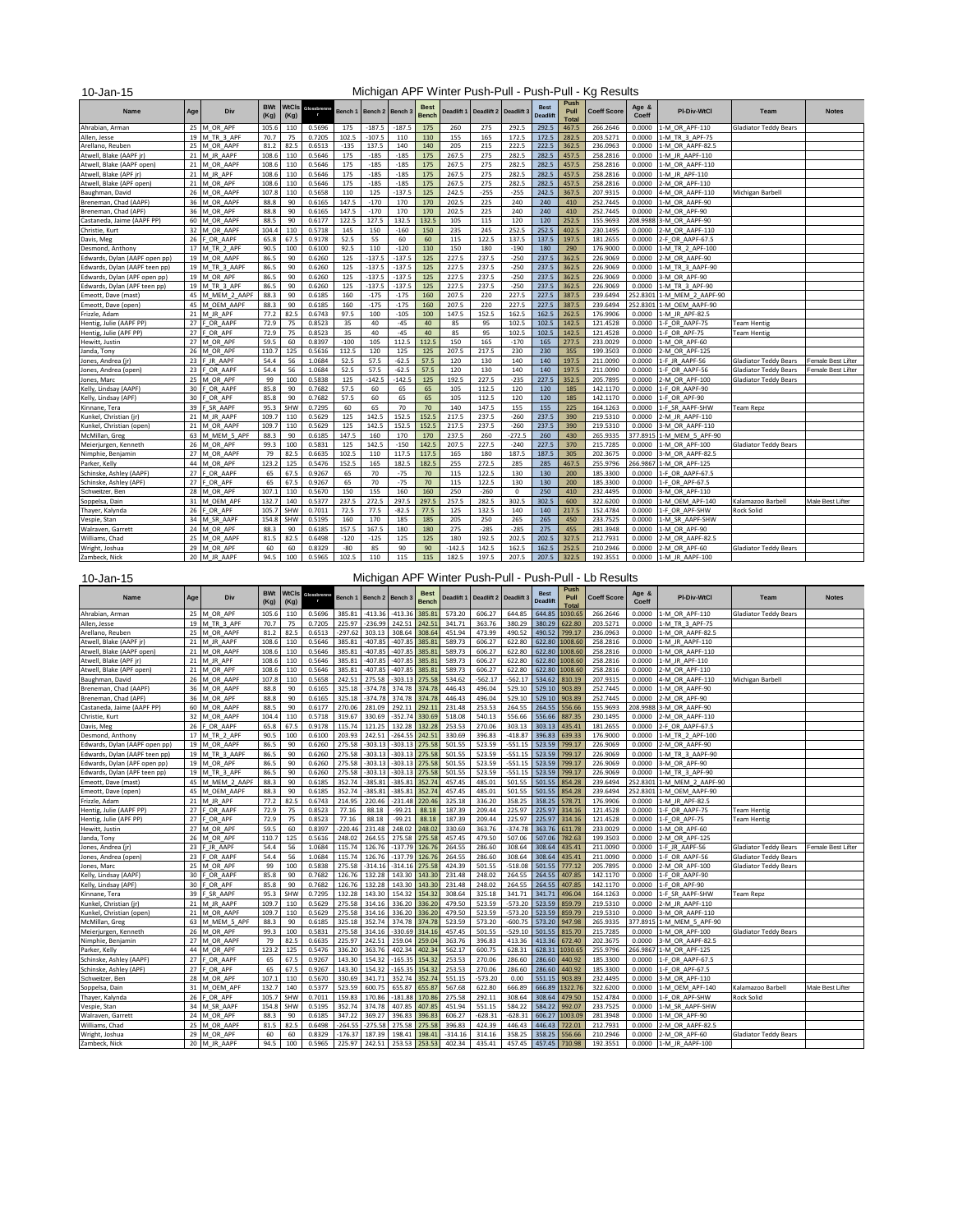10-Jan-15

# Michigan APF Winter Push-Pull - Push-Pull - Kg Results

| Name | Age | Div | BWt (Kg) | WtCls (Kg) | Glossbrenner | Bench 1 | Bench 2 | Bench 3 | Best Bench | Deadlift 1 | Deadlift 2 | Deadlift 3 | Best Deadlift | Push Pull Total | Coeff Score | Age & Coeff | Pl-Div-WtCl | Team | Notes |
|---|---|---|---|---|---|---|---|---|---|---|---|---|---|---|---|---|---|---|---|
| Ahrabian, Arman | 25 | M_OR_APF | 105.6 | 110 | 0.5696 | 175 | -187.5 | -187.5 | 175 | 260 | 275 | 292.5 | 292.5 | 467.5 | 266.2646 | 0.0000 | 1-M_OR_APF-110 | Gladiator Teddy Bears | |
| Allen, Jesse | 19 | M_TR_3_APF | 70.7 | 75 | 0.7205 | 102.5 | -107.5 | 110 | 110 | 155 | 165 | 172.5 | 172.5 | 282.5 | 203.5271 | 0.0000 | 1-M_TR_3_APF-75 | | |
| Arellano, Reuben | 25 | M_OR_AAPF | 81.2 | 82.5 | 0.6513 | -135 | 137.5 | 140 | 140 | 205 | 215 | 222.5 | 222.5 | 362.5 | 236.0963 | 0.0000 | 1-M_OR_AAPF-82.5 | | |
| Atwell, Blake (AAPF jr) | 21 | M_JR_AAPF | 108.6 | 110 | 0.5646 | 175 | -185 | -185 | 175 | 267.5 | 275 | 282.5 | 282.5 | 457.5 | 258.2816 | 0.0000 | 1-M_JR_AAPF-110 | | |
| Atwell, Blake (AAPF open) | 21 | M_OR_AAPF | 108.6 | 110 | 0.5646 | 175 | -185 | -185 | 175 | 267.5 | 275 | 282.5 | 282.5 | 457.5 | 258.2816 | 0.0000 | 1-M_OR_AAPF-110 | | |
| Atwell, Blake (APF jr) | 21 | M_JR_APF | 108.6 | 110 | 0.5646 | 175 | -185 | -185 | 175 | 267.5 | 275 | 282.5 | 282.5 | 457.5 | 258.2816 | 0.0000 | 1-M_JR_APF-110 | | |
| Atwell, Blake (APF open) | 21 | M_OR_APF | 108.6 | 110 | 0.5646 | 175 | -185 | -185 | 175 | 267.5 | 275 | 282.5 | 282.5 | 457.5 | 258.2816 | 0.0000 | 2-M_OR_APF-110 | | |
| Baughman, David | 26 | M_OR_AAPF | 107.8 | 110 | 0.5658 | 110 | 125 | -137.5 | 125 | 242.5 | -255 | -255 | 242.5 | 367.5 | 207.9315 | 0.0000 | 4-M_OR_AAPF-110 | Michigan Barbell | |
| Breneman, Chad (AAPF) | 36 | M_OR_AAPF | 88.8 | 90 | 0.6165 | 147.5 | -170 | 170 | 170 | 202.5 | 225 | 240 | 240 | 410 | 252.7445 | 0.0000 | 1-M_OR_AAPF-90 | | |
| Breneman, Chad (APF) | 36 | M_OR_APF | 88.8 | 90 | 0.6165 | 147.5 | -170 | 170 | 170 | 202.5 | 225 | 240 | 240 | 410 | 252.7445 | 0.0000 | 2-M_OR_APF-90 | | |
| Castaneda, Jaime (AAPF PP) | 60 | M_OR_AAPF | 88.5 | 90 | 0.6177 | 122.5 | 127.5 | 132.5 | 132.5 | 105 | 115 | 120 | 120 | 252.5 | 155.9693 | 208.9988 | 3-M_OR_AAPF-90 | | |
| Christie, Kurt | 32 | M_OR_AAPF | 104.4 | 110 | 0.5718 | 145 | 150 | -160 | 150 | 235 | 245 | 252.5 | 252.5 | 402.5 | 230.1495 | 0.0000 | 2-M_OR_AAPF-110 | | |
| Davis, Meg | 26 | F_OR_AAPF | 65.8 | 67.5 | 0.9178 | 52.5 | 55 | 60 | 60 | 115 | 122.5 | 137.5 | 137.5 | 197.5 | 181.2655 | 0.0000 | 2-F_OR_AAPF-67.5 | | |
| Desmond, Anthony | 17 | M_TR_2_APF | 90.5 | 100 | 0.6100 | 92.5 | 110 | -120 | 110 | 150 | 180 | -190 | 180 | 290 | 176.9000 | 0.0000 | 1-M_TR_2_APF-100 | | |
| Edwards, Dylan (AAPF open pp) | 19 | M_OR_AAPF | 86.5 | 90 | 0.6260 | 125 | -137.5 | -137.5 | 125 | 227.5 | 237.5 | -250 | 237.5 | 362.5 | 226.9069 | 0.0000 | 2-M_OR_AAPF-90 | | |
| Edwards, Dylan (AAPF teen pp) | 19 | M_TR_3_AAPF | 86.5 | 90 | 0.6260 | 125 | -137.5 | -137.5 | 125 | 227.5 | 237.5 | -250 | 237.5 | 362.5 | 226.9069 | 0.0000 | 1-M_TR_3_AAPF-90 | | |
| Edwards, Dylan (APF open pp) | 19 | M_OR_APF | 86.5 | 90 | 0.6260 | 125 | -137.5 | -137.5 | 125 | 227.5 | 237.5 | -250 | 237.5 | 362.5 | 226.9069 | 0.0000 | 3-M_OR_APF-90 | | |
| Edwards, Dylan (APF teen pp) | 19 | M_TR_3_APF | 86.5 | 90 | 0.6260 | 125 | -137.5 | -137.5 | 125 | 227.5 | 237.5 | -250 | 237.5 | 362.5 | 226.9069 | 0.0000 | 1-M_TR_3_APF-90 | | |
| Emeott, Dave (mast) | 45 | M_MEM_2_AAPF | 88.3 | 90 | 0.6185 | 160 | -175 | -175 | 160 | 207.5 | 220 | 227.5 | 227.5 | 387.5 | 239.6494 | 252.8301 | 1-M_MEM_2_AAPF-90 | | |
| Emeott, Dave (open) | 45 | M_OEM_AAPF | 88.3 | 90 | 0.6185 | 160 | -175 | -175 | 160 | 207.5 | 220 | 227.5 | 227.5 | 387.5 | 239.6494 | 252.8301 | 1-M_OEM_AAPF-90 | | |
| Frizzle, Adam | 21 | M_JR_APF | 77.2 | 82.5 | 0.6743 | 97.5 | 100 | -105 | 100 | 147.5 | 152.5 | 162.5 | 162.5 | 262.5 | 176.9906 | 0.0000 | 1-M_JR_APF-82.5 | | |
| Hentig, Julie (AAPF PP) | 27 | F_OR_AAPF | 72.9 | 75 | 0.8523 | 35 | 40 | -45 | 40 | 85 | 95 | 102.5 | 102.5 | 142.5 | 121.4528 | 0.0000 | 1-F_OR_AAPF-75 | Team Hentig | |
| Hentig, Julie (APF PP) | 27 | F_OR_APF | 72.9 | 75 | 0.8523 | 35 | 40 | -45 | 40 | 85 | 95 | 102.5 | 102.5 | 142.5 | 121.4528 | 0.0000 | 1-F_OR_APF-75 | Team Hentig | |
| Hewitt, Justin | 27 | M_OR_APF | 59.5 | 60 | 0.8397 | -100 | 105 | 112.5 | 112.5 | 150 | 165 | -170 | 165 | 277.5 | 233.0029 | 0.0000 | 1-M_OR_APF-60 | | |
| Janda, Tony | 26 | M_OR_APF | 110.7 | 125 | 0.5616 | 112.5 | 120 | 125 | 125 | 207.5 | 217.5 | 230 | 230 | 355 | 199.3503 | 0.0000 | 2-M_OR_APF-125 | | |
| Jones, Andrea (jr) | 23 | F_JR_AAPF | 54.4 | 56 | 1.0684 | 52.5 | 57.5 | -62.5 | 57.5 | 120 | 130 | 140 | 140 | 197.5 | 211.0090 | 0.0000 | 1-F_JR_AAPF-56 | Gladiator Teddy Bears | Female Best Lifter |
| Jones, Andrea (open) | 23 | F_OR_AAPF | 54.4 | 56 | 1.0684 | 52.5 | 57.5 | -62.5 | 57.5 | 120 | 130 | 140 | 140 | 197.5 | 211.0090 | 0.0000 | 1-F_OR_AAPF-56 | Gladiator Teddy Bears | Female Best Lifter |
| Jones, Marc | 25 | M_OR_APF | 99 | 100 | 0.5838 | 125 | -142.5 | -142.5 | 125 | 192.5 | 227.5 | -235 | 227.5 | 352.5 | 205.7895 | 0.0000 | 2-M_OR_APF-100 | Gladiator Teddy Bears | |
| Kelly, Lindsay (AAPF) | 30 | F_OR_AAPF | 85.8 | 90 | 0.7682 | 57.5 | 60 | 65 | 65 | 105 | 112.5 | 120 | 120 | 185 | 142.1170 | 0.0000 | 1-F_OR_AAPF-90 | | |
| Kelly, Lindsay (APF) | 30 | F_OR_APF | 85.8 | 90 | 0.7682 | 57.5 | 60 | 65 | 65 | 105 | 112.5 | 120 | 120 | 185 | 142.1170 | 0.0000 | 1-F_OR_APF-90 | | |
| Kinnane, Tera | 39 | F_SR_AAPF | 95.3 | SHW | 0.7295 | 60 | 65 | 70 | 70 | 140 | 147.5 | 155 | 155 | 225 | 164.1263 | 0.0000 | 1-F_SR_AAPF-SHW | Team Repz | |
| Kunkel, Christian (jr) | 21 | M_JR_AAPF | 109.7 | 110 | 0.5629 | 125 | 142.5 | 152.5 | 152.5 | 217.5 | 237.5 | -260 | 237.5 | 390 | 219.5310 | 0.0000 | 2-M_JR_AAPF-110 | | |
| Kunkel, Christian (open) | 21 | M_OR_AAPF | 109.7 | 110 | 0.5629 | 125 | 142.5 | 152.5 | 152.5 | 217.5 | 237.5 | -260 | 237.5 | 390 | 219.5310 | 0.0000 | 3-M_OR_AAPF-110 | | |
| McMillan, Greg | 63 | M_MEM_5_APF | 88.3 | 90 | 0.6185 | 147.5 | 160 | 170 | 170 | 237.5 | 260 | -272.5 | 260 | 430 | 265.9335 | 377.8915 | 1-M_MEM_5_APF-90 | | |
| Meierjurgen, Kenneth | 26 | M_OR_APF | 99.3 | 100 | 0.5831 | 125 | 142.5 | -150 | 142.5 | 207.5 | 227.5 | -240 | 227.5 | 370 | 215.7285 | 0.0000 | 1-M_OR_APF-100 | Gladiator Teddy Bears | |
| Nimphie, Benjamin | 27 | M_OR_AAPF | 79 | 82.5 | 0.6635 | 102.5 | 110 | 117.5 | 117.5 | 165 | 180 | 187.5 | 187.5 | 305 | 202.3675 | 0.0000 | 3-M_OR_AAPF-82.5 | | |
| Parker, Kelly | 44 | M_OR_APF | 123.2 | 125 | 0.5476 | 152.5 | 165 | 182.5 | 182.5 | 255 | 272.5 | 285 | 285 | 467.5 | 255.9796 | 266.9867 | 1-M_OR_APF-125 | | |
| Schinske, Ashley (AAPF) | 27 | F_OR_AAPF | 65 | 67.5 | 0.9267 | 65 | 70 | -75 | 70 | 115 | 122.5 | 130 | 130 | 200 | 185.3300 | 0.0000 | 1-F_OR_AAPF-67.5 | | |
| Schinske, Ashley (APF) | 27 | F_OR_APF | 65 | 67.5 | 0.9267 | 65 | 70 | -75 | 70 | 115 | 122.5 | 130 | 130 | 200 | 185.3300 | 0.0000 | 1-F_OR_APF-67.5 | | |
| Schweitzer, Ben | 28 | M_OR_APF | 107.1 | 110 | 0.5670 | 150 | 155 | 160 | 160 | 250 | -260 | 0 | 250 | 410 | 232.4495 | 0.0000 | 3-M_OR_APF-110 | | |
| Soppelsa, Dain | 31 | M_OEM_APF | 132.7 | 140 | 0.5377 | 237.5 | 272.5 | 297.5 | 297.5 | 257.5 | 282.5 | 302.5 | 302.5 | 600 | 322.6200 | 0.0000 | 1-M_OEM_APF-140 | Kalamazoo Barbell | Male Best Lifter |
| Thayer, Kalynda | 26 | F_OR_APF | 105.7 | SHW | 0.7011 | 72.5 | 77.5 | -82.5 | 77.5 | 125 | 132.5 | 140 | 140 | 217.5 | 152.4784 | 0.0000 | 1-F_OR_APF-SHW | Rock Solid | |
| Vespie, Stan | 34 | M_SR_AAPF | 154.8 | SHW | 0.5195 | 160 | 170 | 185 | 185 | 205 | 250 | 265 | 265 | 450 | 233.7525 | 0.0000 | 1-M_SR_AAPF-SHW | | |
| Walraven, Garrett | 24 | M_OR_APF | 88.3 | 90 | 0.6185 | 157.5 | 167.5 | 180 | 180 | 275 | -285 | -285 | 275 | 455 | 281.3948 | 0.0000 | 1-M_OR_APF-90 | | |
| Williams, Chad | 25 | M_OR_AAPF | 81.5 | 82.5 | 0.6498 | -120 | -125 | 125 | 125 | 180 | 192.5 | 202.5 | 202.5 | 327.5 | 212.7931 | 0.0000 | 2-M_OR_AAPF-82.5 | | |
| Wright, Joshua | 29 | M_OR_APF | 60 | 60 | 0.8329 | -80 | 85 | 90 | 90 | -142.5 | 142.5 | 162.5 | 162.5 | 252.5 | 210.2946 | 0.0000 | 2-M_OR_APF-60 | Gladiator Teddy Bears | |
| Zambeck, Nick | 20 | M_JR_AAPF | 94.5 | 100 | 0.5965 | 102.5 | 110 | 115 | 115 | 182.5 | 197.5 | 207.5 | 207.5 | 322.5 | 192.3551 | 0.0000 | 1-M_JR_AAPF-100 | | |

10-Jan-15

# Michigan APF Winter Push-Pull - Push-Pull - Lb Results

| Name | Age | Div | BWt (Kg) | WtCls (Kg) | Glossbrenner | Bench 1 | Bench 2 | Bench 3 | Best Bench | Deadlift 1 | Deadlift 2 | Deadlift 3 | Best Deadlift | Push Pull Total | Coeff Score | Age & Coeff | Pl-Div-WtCl | Team | Notes |
|---|---|---|---|---|---|---|---|---|---|---|---|---|---|---|---|---|---|---|---|
| Ahrabian, Arman | 25 | M_OR_APF | 105.6 | 110 | 0.5696 | 385.81 | -413.36 | -413.36 | 385.81 | 573.20 | 606.27 | 644.85 | 644.85 | 1030.65 | 266.2646 | 0.0000 | 1-M_OR_APF-110 | Gladiator Teddy Bears | |
| Allen, Jesse | 19 | M_TR_3_APF | 70.7 | 75 | 0.7205 | 225.97 | -236.99 | 242.51 | 242.51 | 341.71 | 363.76 | 380.29 | 380.29 | 622.80 | 203.5271 | 0.0000 | 1-M_TR_3_APF-75 | | |
| Arellano, Reuben | 25 | M_OR_AAPF | 81.2 | 82.5 | 0.6513 | -297.62 | 303.13 | 308.64 | 308.64 | 451.94 | 473.99 | 490.52 | 490.52 | 799.17 | 236.0963 | 0.0000 | 1-M_OR_AAPF-82.5 | | |
| Atwell, Blake (AAPF jr) | 21 | M_JR_AAPF | 108.6 | 110 | 0.5646 | 385.81 | -407.85 | -407.85 | 385.81 | 589.73 | 606.27 | 622.80 | 622.80 | 1008.60 | 258.2816 | 0.0000 | 1-M_JR_AAPF-110 | | |
| Atwell, Blake (AAPF open) | 21 | M_OR_AAPF | 108.6 | 110 | 0.5646 | 385.81 | -407.85 | -407.85 | 385.81 | 589.73 | 606.27 | 622.80 | 622.80 | 1008.60 | 258.2816 | 0.0000 | 1-M_OR_AAPF-110 | | |
| Atwell, Blake (APF jr) | 21 | M_JR_APF | 108.6 | 110 | 0.5646 | 385.81 | -407.85 | -407.85 | 385.81 | 589.73 | 606.27 | 622.80 | 622.80 | 1008.60 | 258.2816 | 0.0000 | 1-M_JR_APF-110 | | |
| Atwell, Blake (APF open) | 21 | M_OR_APF | 108.6 | 110 | 0.5646 | 385.81 | -407.85 | -407.85 | 385.81 | 589.73 | 606.27 | 622.80 | 622.80 | 1008.60 | 258.2816 | 0.0000 | 2-M_OR_APF-110 | | |
| Baughman, David | 26 | M_OR_AAPF | 107.8 | 110 | 0.5658 | 242.51 | 275.58 | -303.13 | 275.58 | 534.62 | -562.17 | -562.17 | 534.62 | 810.19 | 207.9315 | 0.0000 | 4-M_OR_AAPF-110 | Michigan Barbell | |
| Breneman, Chad (AAPF) | 36 | M_OR_AAPF | 88.8 | 90 | 0.6165 | 325.18 | -374.78 | 374.78 | 374.78 | 446.43 | 496.04 | 529.10 | 529.10 | 903.89 | 252.7445 | 0.0000 | 1-M_OR_AAPF-90 | | |
| Breneman, Chad (APF) | 36 | M_OR_APF | 88.8 | 90 | 0.6165 | 325.18 | -374.78 | 374.78 | 374.78 | 446.43 | 496.04 | 529.10 | 529.10 | 903.89 | 252.7445 | 0.0000 | 2-M_OR_APF-90 | | |
| Castaneda, Jaime (AAPF PP) | 60 | M_OR_AAPF | 88.5 | 90 | 0.6177 | 270.06 | 281.09 | 292.11 | 292.11 | 231.48 | 253.53 | 264.55 | 264.55 | 556.66 | 155.9693 | 208.9988 | 3-M_OR_AAPF-90 | | |
| Christie, Kurt | 32 | M_OR_AAPF | 104.4 | 110 | 0.5718 | 319.67 | 330.69 | -352.74 | 330.69 | 518.08 | 540.13 | 556.66 | 556.66 | 887.35 | 230.1495 | 0.0000 | 2-M_OR_AAPF-110 | | |
| Davis, Meg | 26 | F_OR_AAPF | 65.8 | 67.5 | 0.9178 | 115.74 | 121.25 | 132.28 | 132.28 | 253.53 | 270.06 | 303.13 | 303.13 | 435.41 | 181.2655 | 0.0000 | 2-F_OR_AAPF-67.5 | | |
| Desmond, Anthony | 17 | M_TR_2_APF | 90.5 | 100 | 0.6100 | 203.93 | 242.51 | -264.55 | 242.51 | 330.69 | 396.83 | -418.87 | 396.83 | 639.33 | 176.9000 | 0.0000 | 1-M_TR_2_APF-100 | | |
| Edwards, Dylan (AAPF open pp) | 19 | M_OR_AAPF | 86.5 | 90 | 0.6260 | 275.58 | -303.13 | -303.13 | 275.58 | 501.55 | 523.59 | -551.15 | 523.59 | 799.17 | 226.9069 | 0.0000 | 2-M_OR_AAPF-90 | | |
| Edwards, Dylan (AAPF teen pp) | 19 | M_TR_3_AAPF | 86.5 | 90 | 0.6260 | 275.58 | -303.13 | -303.13 | 275.58 | 501.55 | 523.59 | -551.15 | 523.59 | 799.17 | 226.9069 | 0.0000 | 1-M_TR_3_AAPF-90 | | |
| Edwards, Dylan (APF open pp) | 19 | M_OR_APF | 86.5 | 90 | 0.6260 | 275.58 | -303.13 | -303.13 | 275.58 | 501.55 | 523.59 | -551.15 | 523.59 | 799.17 | 226.9069 | 0.0000 | 3-M_OR_APF-90 | | |
| Edwards, Dylan (APF teen pp) | 19 | M_TR_3_APF | 86.5 | 90 | 0.6260 | 275.58 | -303.13 | -303.13 | 275.58 | 501.55 | 523.59 | -551.15 | 523.59 | 799.17 | 226.9069 | 0.0000 | 1-M_TR_3_APF-90 | | |
| Emeott, Dave (mast) | 45 | M_MEM_2_AAPF | 88.3 | 90 | 0.6185 | 352.74 | -385.81 | -385.81 | 352.74 | 457.45 | 485.01 | 501.55 | 501.55 | 854.28 | 239.6494 | 252.8301 | 1-M_MEM_2_AAPF-90 | | |
| Emeott, Dave (open) | 45 | M_OEM_AAPF | 88.3 | 90 | 0.6185 | 352.74 | -385.81 | -385.81 | 352.74 | 457.45 | 485.01 | 501.55 | 501.55 | 854.28 | 239.6494 | 252.8301 | 1-M_OEM_AAPF-90 | | |
| Frizzle, Adam | 21 | M_JR_APF | 77.2 | 82.5 | 0.6743 | 214.95 | 220.46 | -231.48 | 220.46 | 325.18 | 336.20 | 358.25 | 358.25 | 578.71 | 176.9906 | 0.0000 | 1-M_JR_APF-82.5 | | |
| Hentig, Julie (AAPF PP) | 27 | F_OR_AAPF | 72.9 | 75 | 0.8523 | 77.16 | 88.18 | -99.21 | 88.18 | 187.39 | 209.44 | 225.97 | 225.97 | 314.16 | 121.4528 | 0.0000 | 1-F_OR_AAPF-75 | Team Hentig | |
| Hentig, Julie (APF PP) | 27 | F_OR_APF | 72.9 | 75 | 0.8523 | 77.16 | 88.18 | -99.21 | 88.18 | 187.39 | 209.44 | 225.97 | 225.97 | 314.16 | 121.4528 | 0.0000 | 1-F_OR_APF-75 | Team Hentig | |
| Hewitt, Justin | 27 | M_OR_APF | 59.5 | 60 | 0.8397 | -220.46 | 231.48 | 248.02 | 248.02 | 330.69 | 363.76 | -374.78 | 363.76 | 611.78 | 233.0029 | 0.0000 | 1-M_OR_APF-60 | | |
| Janda, Tony | 26 | M_OR_APF | 110.7 | 125 | 0.5616 | 248.02 | 264.55 | 275.58 | 275.58 | 457.45 | 479.50 | 507.06 | 507.06 | 782.63 | 199.3503 | 0.0000 | 2-M_OR_APF-125 | | |
| Jones, Andrea (jr) | 23 | F_JR_AAPF | 54.4 | 56 | 1.0684 | 115.74 | 126.76 | -137.79 | 126.76 | 264.55 | 286.60 | 308.64 | 308.64 | 435.41 | 211.0090 | 0.0000 | 1-F_JR_AAPF-56 | Gladiator Teddy Bears | Female Best Lifter |
| Jones, Andrea (open) | 23 | F_OR_AAPF | 54.4 | 56 | 1.0684 | 115.74 | 126.76 | -137.79 | 126.76 | 264.55 | 286.60 | 308.64 | 308.64 | 435.41 | 211.0090 | 0.0000 | 1-F_OR_AAPF-56 | Gladiator Teddy Bears | Female Best Lifter |
| Jones, Marc | 25 | M_OR_APF | 99 | 100 | 0.5838 | 275.58 | -314.16 | -314.16 | 275.58 | 424.39 | 501.55 | -518.08 | 501.55 | 777.12 | 205.7895 | 0.0000 | 2-M_OR_APF-100 | Gladiator Teddy Bears | |
| Kelly, Lindsay (AAPF) | 30 | F_OR_AAPF | 85.8 | 90 | 0.7682 | 126.76 | 132.28 | 143.30 | 143.30 | 231.48 | 248.02 | 264.55 | 264.55 | 407.85 | 142.1170 | 0.0000 | 1-F_OR_AAPF-90 | | |
| Kelly, Lindsay (APF) | 30 | F_OR_APF | 85.8 | 90 | 0.7682 | 126.76 | 132.28 | 143.30 | 143.30 | 231.48 | 248.02 | 264.55 | 264.55 | 407.85 | 142.1170 | 0.0000 | 1-F_OR_APF-90 | | |
| Kinnane, Tera | 39 | F_SR_AAPF | 95.3 | SHW | 0.7295 | 132.28 | 143.30 | 154.32 | 154.32 | 308.64 | 325.18 | 341.71 | 341.71 | 496.04 | 164.1263 | 0.0000 | 1-F_SR_AAPF-SHW | Team Repz | |
| Kunkel, Christian (jr) | 21 | M_JR_AAPF | 109.7 | 110 | 0.5629 | 275.58 | 314.16 | 336.20 | 336.20 | 479.50 | 523.59 | -573.20 | 523.59 | 859.79 | 219.5310 | 0.0000 | 2-M_JR_AAPF-110 | | |
| Kunkel, Christian (open) | 21 | M_OR_AAPF | 109.7 | 110 | 0.5629 | 275.58 | 314.16 | 336.20 | 336.20 | 479.50 | 523.59 | -573.20 | 523.59 | 859.79 | 219.5310 | 0.0000 | 3-M_OR_AAPF-110 | | |
| McMillan, Greg | 63 | M_MEM_5_APF | 88.3 | 90 | 0.6185 | 325.18 | 352.74 | 374.78 | 374.78 | 523.59 | 573.20 | -600.75 | 573.20 | 947.98 | 265.9335 | 377.8915 | 1-M_MEM_5_APF-90 | | |
| Meierjurgen, Kenneth | 26 | M_OR_APF | 99.3 | 100 | 0.5831 | 275.58 | 314.16 | -330.69 | 314.16 | 457.45 | 501.55 | -529.10 | 501.55 | 815.70 | 215.7285 | 0.0000 | 1-M_OR_APF-100 | Gladiator Teddy Bears | |
| Nimphie, Benjamin | 27 | M_OR_AAPF | 79 | 82.5 | 0.6635 | 225.97 | 242.51 | 259.04 | 259.04 | 363.76 | 396.83 | 413.36 | 413.36 | 672.40 | 202.3675 | 0.0000 | 3-M_OR_AAPF-82.5 | | |
| Parker, Kelly | 44 | M_OR_APF | 123.2 | 125 | 0.5476 | 336.20 | 363.76 | 402.34 | 402.34 | 562.17 | 600.75 | 628.31 | 628.31 | 1030.65 | 255.9796 | 266.9867 | 1-M_OR_APF-125 | | |
| Schinske, Ashley (AAPF) | 27 | F_OR_AAPF | 65 | 67.5 | 0.9267 | 143.30 | 154.32 | -165.35 | 154.32 | 253.53 | 270.06 | 286.60 | 286.60 | 440.92 | 185.3300 | 0.0000 | 1-F_OR_AAPF-67.5 | | |
| Schinske, Ashley (APF) | 27 | F_OR_APF | 65 | 67.5 | 0.9267 | 143.30 | 154.32 | -165.35 | 154.32 | 253.53 | 270.06 | 286.60 | 286.60 | 440.92 | 185.3300 | 0.0000 | 1-F_OR_APF-67.5 | | |
| Schweitzer, Ben | 28 | M_OR_APF | 107.1 | 110 | 0.5670 | 330.69 | 341.71 | 352.74 | 352.74 | 551.15 | -573.20 | 0.00 | 551.15 | 903.89 | 232.4495 | 0.0000 | 3-M_OR_APF-110 | | |
| Soppelsa, Dain | 31 | M_OEM_APF | 132.7 | 140 | 0.5377 | 523.59 | 600.75 | 655.87 | 655.87 | 567.68 | 622.80 | 666.89 | 666.89 | 1322.76 | 322.6200 | 0.0000 | 1-M_OEM_APF-140 | Kalamazoo Barbell | Male Best Lifter |
| Thayer, Kalynda | 26 | F_OR_APF | 105.7 | SHW | 0.7011 | 159.83 | 170.86 | -181.88 | 170.86 | 275.58 | 292.11 | 308.64 | 308.64 | 479.50 | 152.4784 | 0.0000 | 1-F_OR_APF-SHW | Rock Solid | |
| Vespie, Stan | 34 | M_SR_AAPF | 154.8 | SHW | 0.5195 | 352.74 | 374.78 | 407.85 | 407.85 | 451.94 | 551.15 | 584.22 | 584.22 | 992.07 | 233.7525 | 0.0000 | 1-M_SR_AAPF-SHW | | |
| Walraven, Garrett | 24 | M_OR_APF | 88.3 | 90 | 0.6185 | 347.22 | 369.27 | 396.83 | 396.83 | 606.27 | -628.31 | -628.31 | 606.27 | 1003.09 | 281.3948 | 0.0000 | 1-M_OR_APF-90 | | |
| Williams, Chad | 25 | M_OR_AAPF | 81.5 | 82.5 | 0.6498 | -264.55 | -275.58 | 275.58 | 275.58 | 396.83 | 424.39 | 446.43 | 446.43 | 722.01 | 212.7931 | 0.0000 | 2-M_OR_AAPF-82.5 | | |
| Wright, Joshua | 29 | M_OR_APF | 60 | 60 | 0.8329 | -176.37 | 187.39 | 198.41 | 198.41 | -314.16 | 314.16 | 358.25 | 358.25 | 556.66 | 210.2946 | 0.0000 | 2-M_OR_APF-60 | Gladiator Teddy Bears | |
| Zambeck, Nick | 20 | M_JR_AAPF | 94.5 | 100 | 0.5965 | 225.97 | 242.51 | 253.53 | 253.53 | 402.34 | 435.41 | 457.45 | 457.45 | 710.98 | 192.3551 | 0.0000 | 1-M_JR_AAPF-100 | | |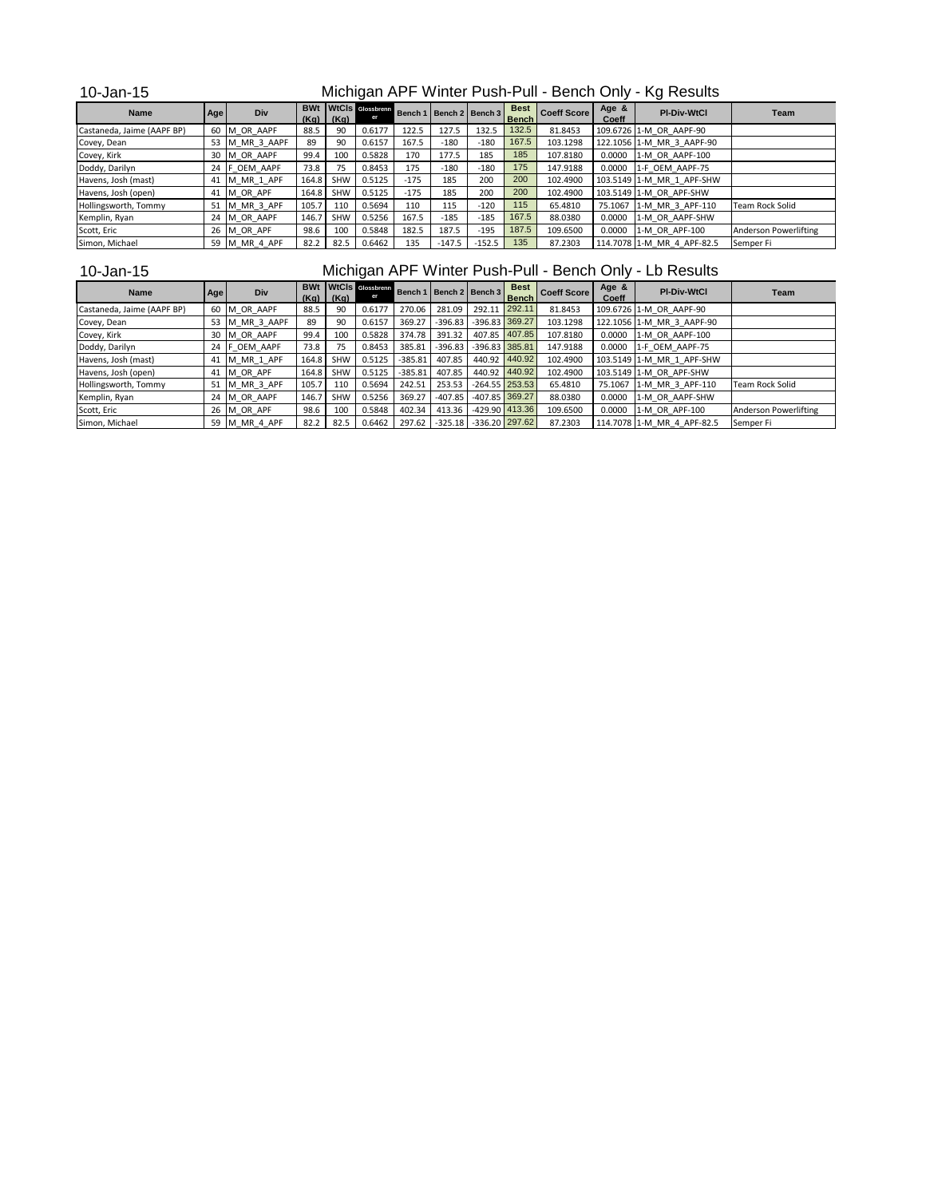10-Jan-15

## Michigan APF Winter Push-Pull - Bench Only - Kg Results

| Name | Age | Div | BWt (Kg) | WtCls (Kg) | Glossbrenner | Bench 1 | Bench 2 | Bench 3 | Best Bench | Coeff Score | Age & Coeff | Pl-Div-WtCl | Team |
|---|---|---|---|---|---|---|---|---|---|---|---|---|---|
| Castaneda, Jaime (AAPF BP) | 60 | M_OR_AAPF | 88.5 | 90 | 0.6177 | 122.5 | 127.5 | 132.5 | 132.5 | 81.8453 | 109.6726 | 1-M_OR_AAPF-90 | |
| Covey, Dean | 53 | M_MR_3_AAPF | 89 | 90 | 0.6157 | 167.5 | -180 | -180 | 167.5 | 103.1298 | 122.1056 | 1-M_MR_3_AAPF-90 | |
| Covey, Kirk | 30 | M_OR_AAPF | 99.4 | 100 | 0.5828 | 170 | 177.5 | 185 | 185 | 107.8180 | 0.0000 | 1-M_OR_AAPF-100 | |
| Doddy, Darilyn | 24 | F_OEM_AAPF | 73.8 | 75 | 0.8453 | 175 | -180 | -180 | 175 | 147.9188 | 0.0000 | 1-F_OEM_AAPF-75 | |
| Havens, Josh (mast) | 41 | M_MR_1_APF | 164.8 | SHW | 0.5125 | -175 | 185 | 200 | 200 | 102.4900 | 103.5149 | 1-M_MR_1_APF-SHW | |
| Havens, Josh (open) | 41 | M_OR_APF | 164.8 | SHW | 0.5125 | -175 | 185 | 200 | 200 | 102.4900 | 103.5149 | 1-M_OR_APF-SHW | |
| Hollingsworth, Tommy | 51 | M_MR_3_APF | 105.7 | 110 | 0.5694 | 110 | 115 | -120 | 115 | 65.4810 | 75.1067 | 1-M_MR_3_APF-110 | Team Rock Solid |
| Kemplin, Ryan | 24 | M_OR_AAPF | 146.7 | SHW | 0.5256 | 167.5 | -185 | -185 | 167.5 | 88.0380 | 0.0000 | 1-M_OR_AAPF-SHW | |
| Scott, Eric | 26 | M_OR_APF | 98.6 | 100 | 0.5848 | 182.5 | 187.5 | -195 | 187.5 | 109.6500 | 0.0000 | 1-M_OR_APF-100 | Anderson Powerlifting |
| Simon, Michael | 59 | M_MR_4_APF | 82.2 | 82.5 | 0.6462 | 135 | -147.5 | -152.5 | 135 | 87.2303 | 114.7078 | 1-M_MR_4_APF-82.5 | Semper Fi |

10-Jan-15

## Michigan APF Winter Push-Pull - Bench Only - Lb Results

| Name | Age | Div | BWt (Kg) | WtCls (Kg) | Glossbrenner | Bench 1 | Bench 2 | Bench 3 | Best Bench | Coeff Score | Age & Coeff | Pl-Div-WtCl | Team |
|---|---|---|---|---|---|---|---|---|---|---|---|---|---|
| Castaneda, Jaime (AAPF BP) | 60 | M_OR_AAPF | 88.5 | 90 | 0.6177 | 270.06 | 281.09 | 292.11 | 292.11 | 81.8453 | 109.6726 | 1-M_OR_AAPF-90 | |
| Covey, Dean | 53 | M_MR_3_AAPF | 89 | 90 | 0.6157 | 369.27 | -396.83 | -396.83 | 369.27 | 103.1298 | 122.1056 | 1-M_MR_3_AAPF-90 | |
| Covey, Kirk | 30 | M_OR_AAPF | 99.4 | 100 | 0.5828 | 374.78 | 391.32 | 407.85 | 407.85 | 107.8180 | 0.0000 | 1-M_OR_AAPF-100 | |
| Doddy, Darilyn | 24 | F_OEM_AAPF | 73.8 | 75 | 0.8453 | 385.81 | -396.83 | -396.83 | 385.81 | 147.9188 | 0.0000 | 1-F_OEM_AAPF-75 | |
| Havens, Josh (mast) | 41 | M_MR_1_APF | 164.8 | SHW | 0.5125 | -385.81 | 407.85 | 440.92 | 440.92 | 102.4900 | 103.5149 | 1-M_MR_1_APF-SHW | |
| Havens, Josh (open) | 41 | M_OR_APF | 164.8 | SHW | 0.5125 | -385.81 | 407.85 | 440.92 | 440.92 | 102.4900 | 103.5149 | 1-M_OR_APF-SHW | |
| Hollingsworth, Tommy | 51 | M_MR_3_APF | 105.7 | 110 | 0.5694 | 242.51 | 253.53 | -264.55 | 253.53 | 65.4810 | 75.1067 | 1-M_MR_3_APF-110 | Team Rock Solid |
| Kemplin, Ryan | 24 | M_OR_AAPF | 146.7 | SHW | 0.5256 | 369.27 | -407.85 | -407.85 | 369.27 | 88.0380 | 0.0000 | 1-M_OR_AAPF-SHW | |
| Scott, Eric | 26 | M_OR_APF | 98.6 | 100 | 0.5848 | 402.34 | 413.36 | -429.90 | 413.36 | 109.6500 | 0.0000 | 1-M_OR_APF-100 | Anderson Powerlifting |
| Simon, Michael | 59 | M_MR_4_APF | 82.2 | 82.5 | 0.6462 | 297.62 | -325.18 | -336.20 | 297.62 | 87.2303 | 114.7078 | 1-M_MR_4_APF-82.5 | Semper Fi |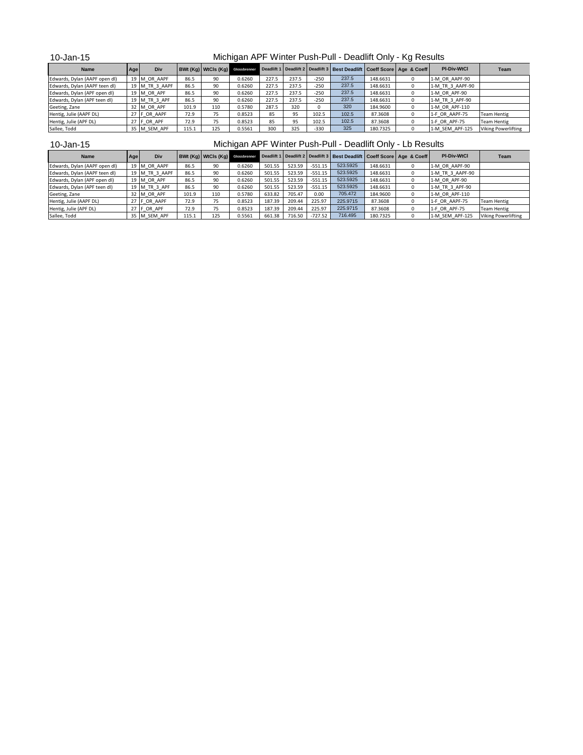10-Jan-15

## Michigan APF Winter Push-Pull - Deadlift Only - Kg Results

| Name | Age | Div | BWt (Kg) | WtCls (Kg) | Glossbrenner | Deadlift 1 | Deadlift 2 | Deadlift 3 | Best Deadlift | Coeff Score | Age & Coeff | Pl-Div-WtCl | Team |
|---|---|---|---|---|---|---|---|---|---|---|---|---|---|
| Edwards, Dylan (AAPF open dl) | 19 | M_OR_AAPF | 86.5 | 90 | 0.6260 | 227.5 | 237.5 | -250 | 237.5 | 148.6631 | 0 | 1-M_OR_AAPF-90 | |
| Edwards, Dylan (AAPF teen dl) | 19 | M_TR_3_AAPF | 86.5 | 90 | 0.6260 | 227.5 | 237.5 | -250 | 237.5 | 148.6631 | 0 | 1-M_TR_3_AAPF-90 | |
| Edwards, Dylan (APF open dl) | 19 | M_OR_APF | 86.5 | 90 | 0.6260 | 227.5 | 237.5 | -250 | 237.5 | 148.6631 | 0 | 1-M_OR_APF-90 | |
| Edwards, Dylan (APF teen dl) | 19 | M_TR_3_APF | 86.5 | 90 | 0.6260 | 227.5 | 237.5 | -250 | 237.5 | 148.6631 | 0 | 1-M_TR_3_APF-90 | |
| Geeting, Zane | 32 | M_OR_APF | 101.9 | 110 | 0.5780 | 287.5 | 320 | 0 | 320 | 184.9600 | 0 | 1-M_OR_APF-110 | |
| Hentig, Julie (AAPF DL) | 27 | F_OR_AAPF | 72.9 | 75 | 0.8523 | 85 | 95 | 102.5 | 102.5 | 87.3608 | 0 | 1-F_OR_AAPF-75 | Team Hentig |
| Hentig, Julie (APF DL) | 27 | F_OR_APF | 72.9 | 75 | 0.8523 | 85 | 95 | 102.5 | 102.5 | 87.3608 | 0 | 1-F_OR_APF-75 | Team Hentig |
| Sallee, Todd | 35 | M_SEM_APF | 115.1 | 125 | 0.5561 | 300 | 325 | -330 | 325 | 180.7325 | 0 | 1-M_SEM_APF-125 | Viking Powerlifting |

10-Jan-15

## Michigan APF Winter Push-Pull - Deadlift Only - Lb Results

| Name | Age | Div | BWt (Kg) | WtCls (Kg) | Glossbrenner | Deadlift 1 | Deadlift 2 | Deadlift 3 | Best Deadlift | Coeff Score | Age & Coeff | Pl-Div-WtCl | Team |
|---|---|---|---|---|---|---|---|---|---|---|---|---|---|
| Edwards, Dylan (AAPF open dl) | 19 | M_OR_AAPF | 86.5 | 90 | 0.6260 | 501.55 | 523.59 | -551.15 | 523.5925 | 148.6631 | 0 | 1-M_OR_AAPF-90 | |
| Edwards, Dylan (AAPF teen dl) | 19 | M_TR_3_AAPF | 86.5 | 90 | 0.6260 | 501.55 | 523.59 | -551.15 | 523.5925 | 148.6631 | 0 | 1-M_TR_3_AAPF-90 | |
| Edwards, Dylan (APF open dl) | 19 | M_OR_APF | 86.5 | 90 | 0.6260 | 501.55 | 523.59 | -551.15 | 523.5925 | 148.6631 | 0 | 1-M_OR_APF-90 | |
| Edwards, Dylan (APF teen dl) | 19 | M_TR_3_APF | 86.5 | 90 | 0.6260 | 501.55 | 523.59 | -551.15 | 523.5925 | 148.6631 | 0 | 1-M_TR_3_APF-90 | |
| Geeting, Zane | 32 | M_OR_APF | 101.9 | 110 | 0.5780 | 633.82 | 705.47 | 0.00 | 705.472 | 184.9600 | 0 | 1-M_OR_APF-110 | |
| Hentig, Julie (AAPF DL) | 27 | F_OR_AAPF | 72.9 | 75 | 0.8523 | 187.39 | 209.44 | 225.97 | 225.9715 | 87.3608 | 0 | 1-F_OR_AAPF-75 | Team Hentig |
| Hentig, Julie (APF DL) | 27 | F_OR_APF | 72.9 | 75 | 0.8523 | 187.39 | 209.44 | 225.97 | 225.9715 | 87.3608 | 0 | 1-F_OR_APF-75 | Team Hentig |
| Sallee, Todd | 35 | M_SEM_APF | 115.1 | 125 | 0.5561 | 661.38 | 716.50 | -727.52 | 716.495 | 180.7325 | 0 | 1-M_SEM_APF-125 | Viking Powerlifting |